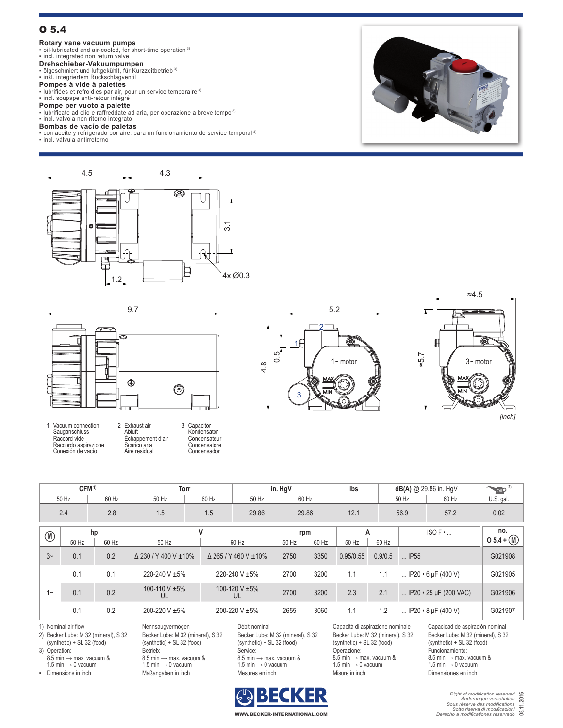# O 5.4

## Rotary vane vacuum pumps
- oil-lubricated and air-cooled, for short-time operation [3]
- incl. integrated non return valve

## Drehschieber-Vakuumpumpen
- ölgeschmiert und luftgekühlt, für Kurzzeitbetrieb [3]
- inkl. integriertem Rückschlagventil

## Pompes à vide à palettes
- lubrifiées et refroidies par air, pour un service temporaire [3]
- incl. soupape anti-retour intégré

## Pompe per vuoto a palette
- lubrificate ad olio e raffreddate ad aria, per operazione a breve tempo [3]
- incl. valvola non ritorno integrato

## Bombas de vacío de paletas
- con aceite y refrigerado por aire, para un funcionamiento de service temporal [3]
- incl. válvula antirretorno

1 Vacuum connection / Sauganschluss / Raccord vide / Raccordo aspirazione / Conexión de vacío

2 Exhaust air / Abluft / Échappement d'air / Scarico aria / Aire residual

3 Capacitor / Kondensator / Condensateur / Condensatore / Condensador

[inch]

| CFM [1] | | Torr | | in. HgV | | lbs | dB(A) @ 29.86 in. HgV | | Oil [2] |
|---|---|---|---|---|---|---|---|---|---|
| 50 Hz | 60 Hz | 50 Hz | 60 Hz | 50 Hz | 60 Hz | | 50 Hz | 60 Hz | U.S. gal. |
| 2.4 | 2.8 | 1.5 | 1.5 | 29.86 | 29.86 | 12.1 | 56.9 | 57.2 | 0.02 |

| (M) | hp | | V | | rpm | | A | | ISO F • ... | no. O 5.4 + (M) |
|---|---|---|---|---|---|---|---|---|---|---|
| | 50 Hz | 60 Hz | 50 Hz | 60 Hz | 50 Hz | 60 Hz | 50 Hz | 60 Hz | | |
| 3~ | 0.1 | 0.2 | Δ 230 / Y 400 V ±10% | Δ 265 / Y 460 V ±10% | 2750 | 3350 | 0.95/0.55 | 0.9/0.5 | ... IP55 | G021908 |
| 1~ | 0.1 | 0.1 | 220-240 V ±5% | 220-240 V ±5% | 2700 | 3200 | 1.1 | 1.1 | ... IP20 • 6 µF (400 V) | G021905 |
| 1~ | 0.1 | 0.2 | 100-110 V ±5% UL | 100-120 V ±5% UL | 2700 | 3200 | 2.3 | 2.1 | ... IP20 • 25 µF (200 VAC) | G021906 |
| 1~ | 0.1 | 0.2 | 200-220 V ±5% | 200-220 V ±5% | 2655 | 3060 | 1.1 | 1.2 | ... IP20 • 8 µF (400 V) | G021907 |

1) Nominal air flow / Nennsaugvermögen / Débit nominal / Capacità di aspirazione nominale / Capacidad de aspiración nominal

2) Becker Lube: M 32 (mineral), S 32 (synthetic) + SL 32 (food)

3) Operation / Betrieb / Service / Operazione / Funcionamiento: 8.5 min → max. vacuum & 1.5 min → 0 vacuum

- Dimensions in inch / Maßangaben in inch / Mesures en inch / Misure in inch / Dimensiones en inch

BECKER
WWW.BECKER-INTERNATIONAL.COM

*Right of modification reserved / Änderungen vorbehalten / Sous réserve des modifications / Sotto riserva di modificazioni / Derecho a modificationes reservado*

08.11.2016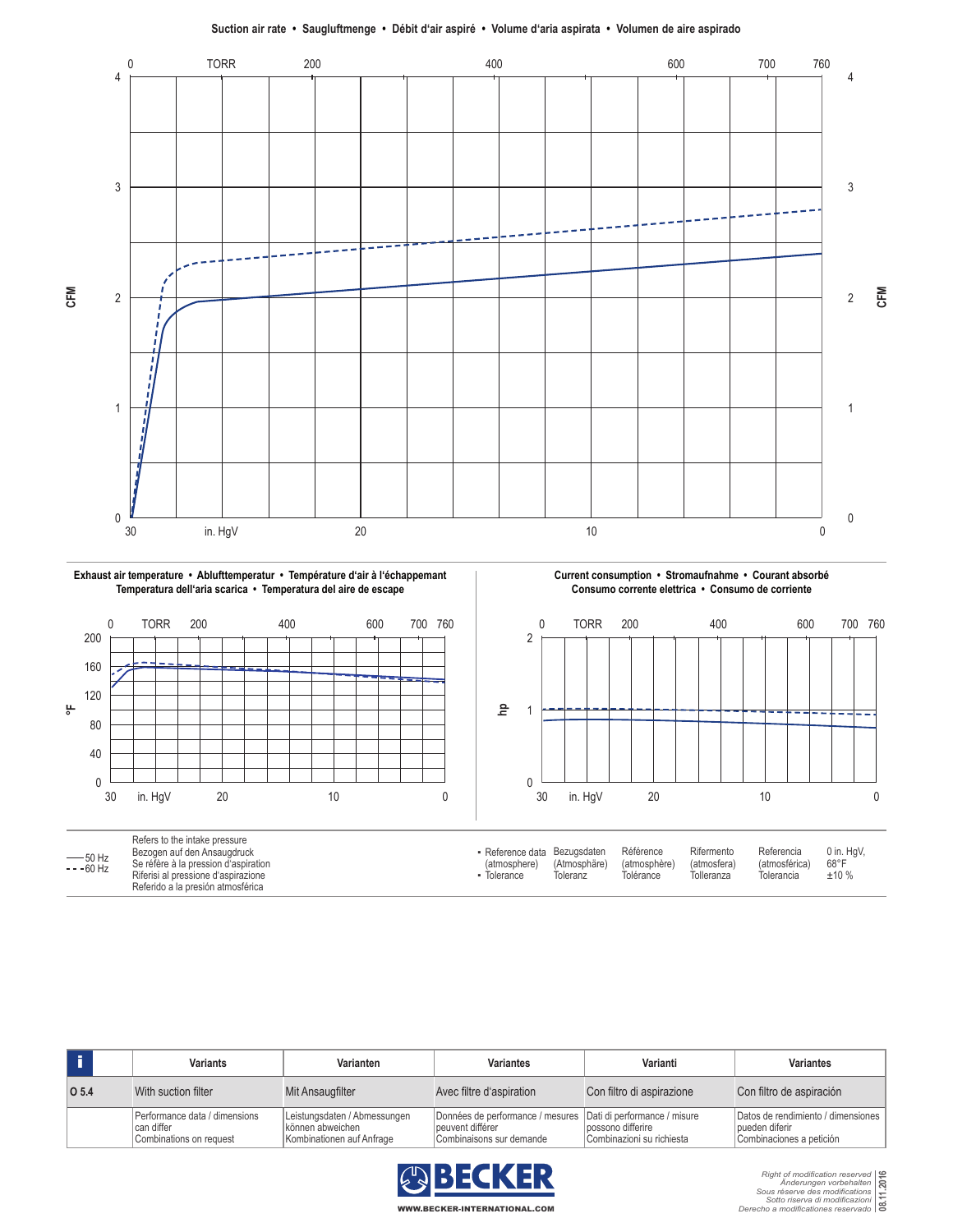**Suction air rate • Saugluftmenge • Débit d‘air aspiré • Volume d‘aria aspirata • Volumen de aire aspirado**

CFM

0 TORR 200 400 600 700 760

0 1 2 3 4

30 in. HgV 20 10 0

**Exhaust air temperature • Ablufttemperatur • Température d‘air à l‘échappemant**
**Temperatura dell‘aria scarica • Temperatura del aire de escape**

°F

0 TORR 200 400 600 700 760

0 40 80 120 160 200

30 in. HgV 20 10 0

**Current consumption • Stromaufnahme • Courant absorbé**
**Consumo corrente elettrica • Consumo de corriente**

hp

0 TORR 200 400 600 700 760

0 1 2

30 in. HgV 20 10 0

—— 50 Hz
- - - 60 Hz

Refers to the intake pressure
Bezogen auf den Ansaugdruck
Se réfère à la pression d‘aspiration
Riferisi al pressione d‘aspirazione
Referido a la presión atmosférica

| | | | | | |
|---|---|---|---|---|---|
| ▪ Reference data (atmosphere) | Bezugsdaten (Atmosphäre) | Référence (atmosphère) | Rifermento (atmosfera) | Referencia (atmosférica) | 0 in. HgV, 68°F |
| ▪ Tolerance | Toleranz | Tolérance | Tolleranza | Tolerancia | ±10 % |

| i | Variants | Varianten | Variantes | Varianti | Variantes |
|---|---|---|---|---|---|
| O 5.4 | With suction filter | Mit Ansaugfilter | Avec filtre d‘aspiration | Con filtro di aspirazione | Con filtro de aspiración |
| | Performance data / dimensions can differ<br>Combinations on request | Leistungsdaten / Abmessungen können abweichen<br>Kombinationen auf Anfrage | Données de performance / mesures peuvent différer<br>Combinaisons sur demande | Dati di performance / misure possono differire<br>Combinazioni su richiesta | Datos de rendimiento / dimensiones pueden diferir<br>Combinaciones a petición |

BECKER
WWW.BECKER-INTERNATIONAL.COM

*Right of modification reserved*
*Änderungen vorbehalten*
*Sous réserve des modifications*
*Sotto riserva di modificazioni*
*Derecho a modificationes reservado*
08.11.2016